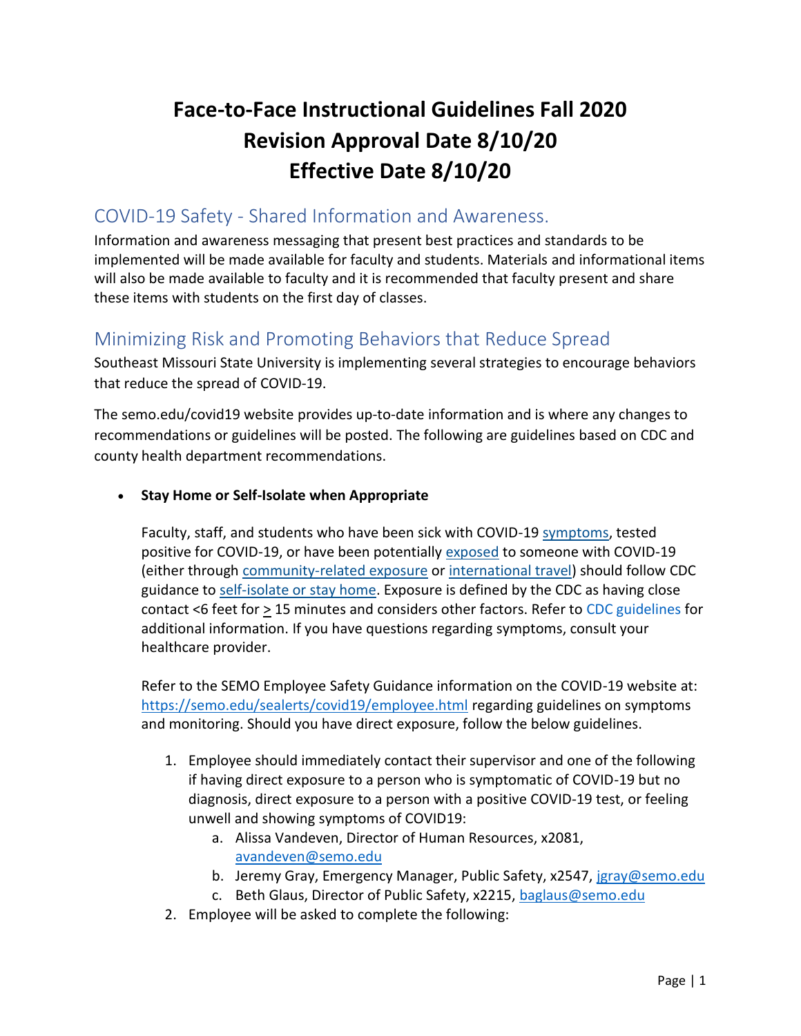# Face-to-Face Instructional Guidelines Fall 2020
# Revision Approval Date 8/10/20
# Effective Date 8/10/20

## COVID-19 Safety - Shared Information and Awareness.

Information and awareness messaging that present best practices and standards to be implemented will be made available for faculty and students. Materials and informational items will also be made available to faculty and it is recommended that faculty present and share these items with students on the first day of classes.

## Minimizing Risk and Promoting Behaviors that Reduce Spread

Southeast Missouri State University is implementing several strategies to encourage behaviors that reduce the spread of COVID-19.

The semo.edu/covid19 website provides up-to-date information and is where any changes to recommendations or guidelines will be posted. The following are guidelines based on CDC and county health department recommendations.

- **Stay Home or Self-Isolate when Appropriate**

  Faculty, staff, and students who have been sick with COVID-19 symptoms, tested positive for COVID-19, or have been potentially exposed to someone with COVID-19 (either through community-related exposure or international travel) should follow CDC guidance to self-isolate or stay home. Exposure is defined by the CDC as having close contact <6 feet for ≥ 15 minutes and considers other factors. Refer to CDC guidelines for additional information. If you have questions regarding symptoms, consult your healthcare provider.

  Refer to the SEMO Employee Safety Guidance information on the COVID-19 website at: https://semo.edu/sealerts/covid19/employee.html regarding guidelines on symptoms and monitoring. Should you have direct exposure, follow the below guidelines.

  1. Employee should immediately contact their supervisor and one of the following if having direct exposure to a person who is symptomatic of COVID-19 but no diagnosis, direct exposure to a person with a positive COVID-19 test, or feeling unwell and showing symptoms of COVID19:
     a. Alissa Vandeven, Director of Human Resources, x2081, avandeven@semo.edu
     b. Jeremy Gray, Emergency Manager, Public Safety, x2547, jgray@semo.edu
     c. Beth Glaus, Director of Public Safety, x2215, baglaus@semo.edu
  2. Employee will be asked to complete the following: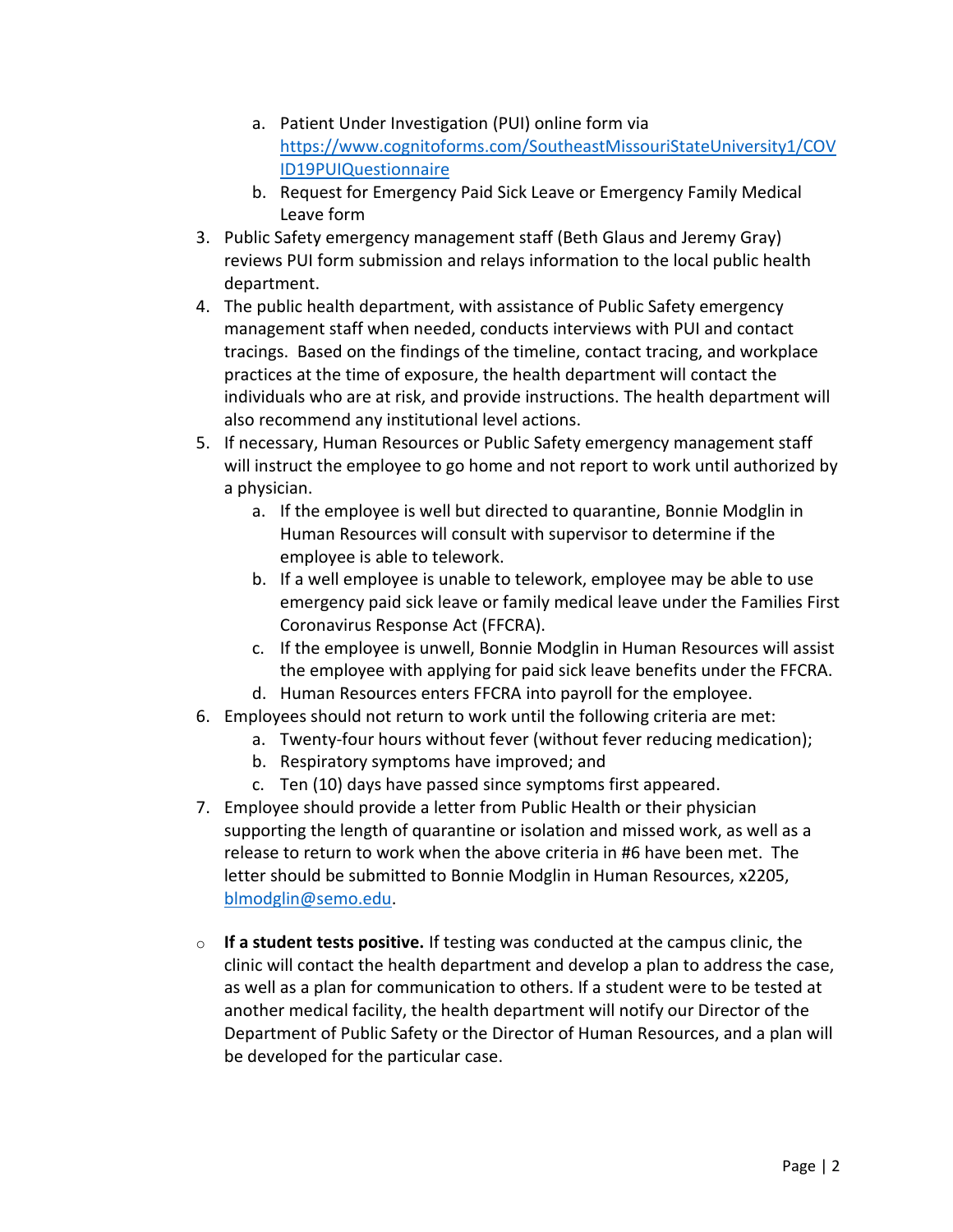a. Patient Under Investigation (PUI) online form via [https://www.cognitoforms.com/SoutheastMissouriStateUniversity1/COVID19PUIQuestionnaire](https://www.cognitoforms.com/SoutheastMissouriStateUniversity1/COVID19PUIQuestionnaire)
   b. Request for Emergency Paid Sick Leave or Emergency Family Medical Leave form
3. Public Safety emergency management staff (Beth Glaus and Jeremy Gray) reviews PUI form submission and relays information to the local public health department.
4. The public health department, with assistance of Public Safety emergency management staff when needed, conducts interviews with PUI and contact tracings. Based on the findings of the timeline, contact tracing, and workplace practices at the time of exposure, the health department will contact the individuals who are at risk, and provide instructions. The health department will also recommend any institutional level actions.
5. If necessary, Human Resources or Public Safety emergency management staff will instruct the employee to go home and not report to work until authorized by a physician.
   a. If the employee is well but directed to quarantine, Bonnie Modglin in Human Resources will consult with supervisor to determine if the employee is able to telework.
   b. If a well employee is unable to telework, employee may be able to use emergency paid sick leave or family medical leave under the Families First Coronavirus Response Act (FFCRA).
   c. If the employee is unwell, Bonnie Modglin in Human Resources will assist the employee with applying for paid sick leave benefits under the FFCRA.
   d. Human Resources enters FFCRA into payroll for the employee.
6. Employees should not return to work until the following criteria are met:
   a. Twenty-four hours without fever (without fever reducing medication);
   b. Respiratory symptoms have improved; and
   c. Ten (10) days have passed since symptoms first appeared.
7. Employee should provide a letter from Public Health or their physician supporting the length of quarantine or isolation and missed work, as well as a release to return to work when the above criteria in #6 have been met. The letter should be submitted to Bonnie Modglin in Human Resources, x2205, [blmodglin@semo.edu](mailto:blmodglin@semo.edu).

- **If a student tests positive.** If testing was conducted at the campus clinic, the clinic will contact the health department and develop a plan to address the case, as well as a plan for communication to others. If a student were to be tested at another medical facility, the health department will notify our Director of the Department of Public Safety or the Director of Human Resources, and a plan will be developed for the particular case.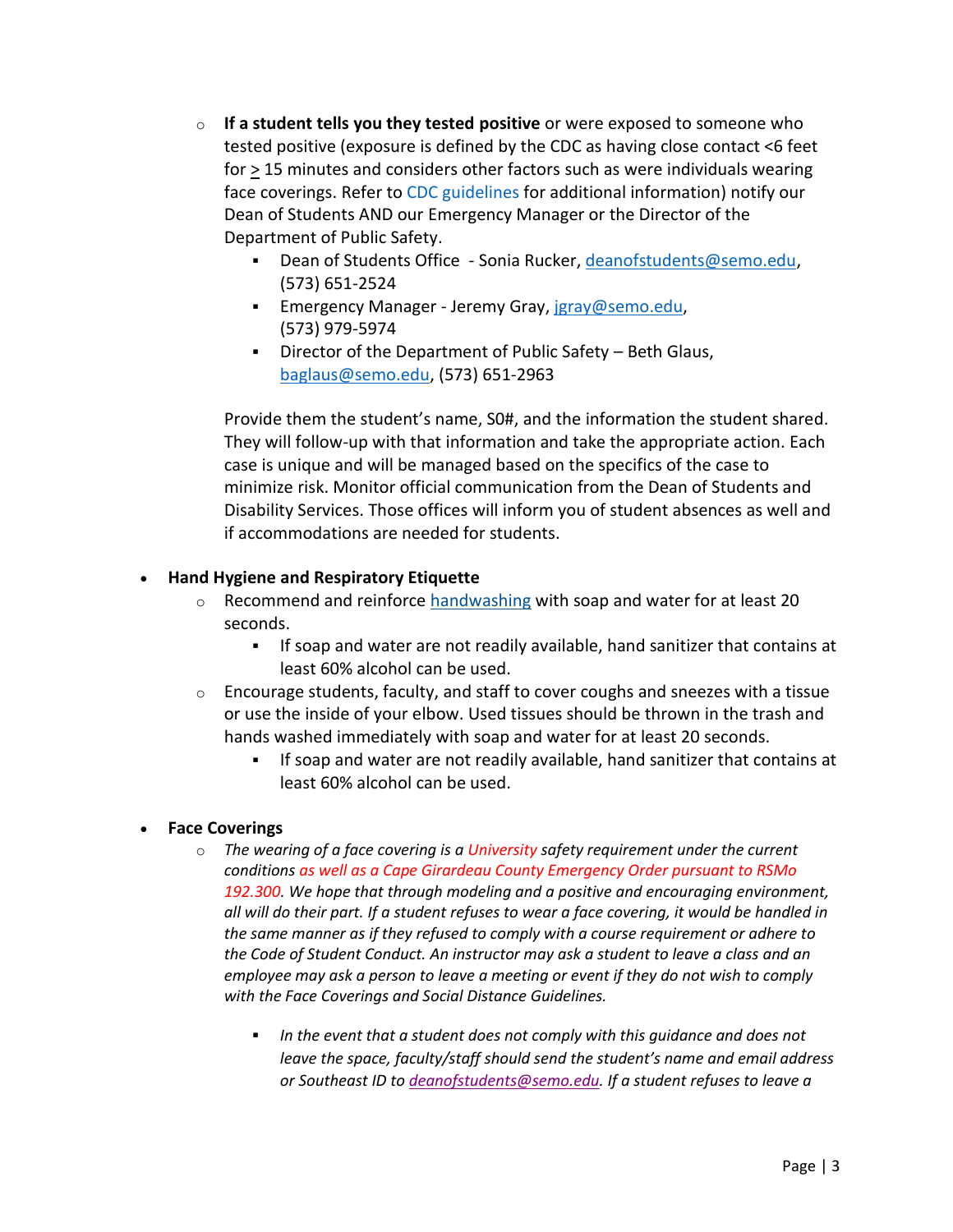- **If a student tells you they tested positive** or were exposed to someone who tested positive (exposure is defined by the CDC as having close contact <6 feet for ≥ 15 minutes and considers other factors such as were individuals wearing face coverings. Refer to CDC guidelines for additional information) notify our Dean of Students AND our Emergency Manager or the Director of the Department of Public Safety.
  - Dean of Students Office - Sonia Rucker, deanofstudents@semo.edu, (573) 651-2524
  - Emergency Manager - Jeremy Gray, jgray@semo.edu, (573) 979-5974
  - Director of the Department of Public Safety – Beth Glaus, baglaus@semo.edu, (573) 651-2963

  Provide them the student's name, S0#, and the information the student shared. They will follow-up with that information and take the appropriate action. Each case is unique and will be managed based on the specifics of the case to minimize risk. Monitor official communication from the Dean of Students and Disability Services. Those offices will inform you of student absences as well and if accommodations are needed for students.

- **Hand Hygiene and Respiratory Etiquette**
  - Recommend and reinforce handwashing with soap and water for at least 20 seconds.
    - If soap and water are not readily available, hand sanitizer that contains at least 60% alcohol can be used.
  - Encourage students, faculty, and staff to cover coughs and sneezes with a tissue or use the inside of your elbow. Used tissues should be thrown in the trash and hands washed immediately with soap and water for at least 20 seconds.
    - If soap and water are not readily available, hand sanitizer that contains at least 60% alcohol can be used.

- **Face Coverings**
  - *The wearing of a face covering is a University safety requirement under the current conditions as well as a Cape Girardeau County Emergency Order pursuant to RSMo 192.300. We hope that through modeling and a positive and encouraging environment, all will do their part. If a student refuses to wear a face covering, it would be handled in the same manner as if they refused to comply with a course requirement or adhere to the Code of Student Conduct. An instructor may ask a student to leave a class and an employee may ask a person to leave a meeting or event if they do not wish to comply with the Face Coverings and Social Distance Guidelines.*
    - *In the event that a student does not comply with this guidance and does not leave the space, faculty/staff should send the student's name and email address or Southeast ID to deanofstudents@semo.edu. If a student refuses to leave a*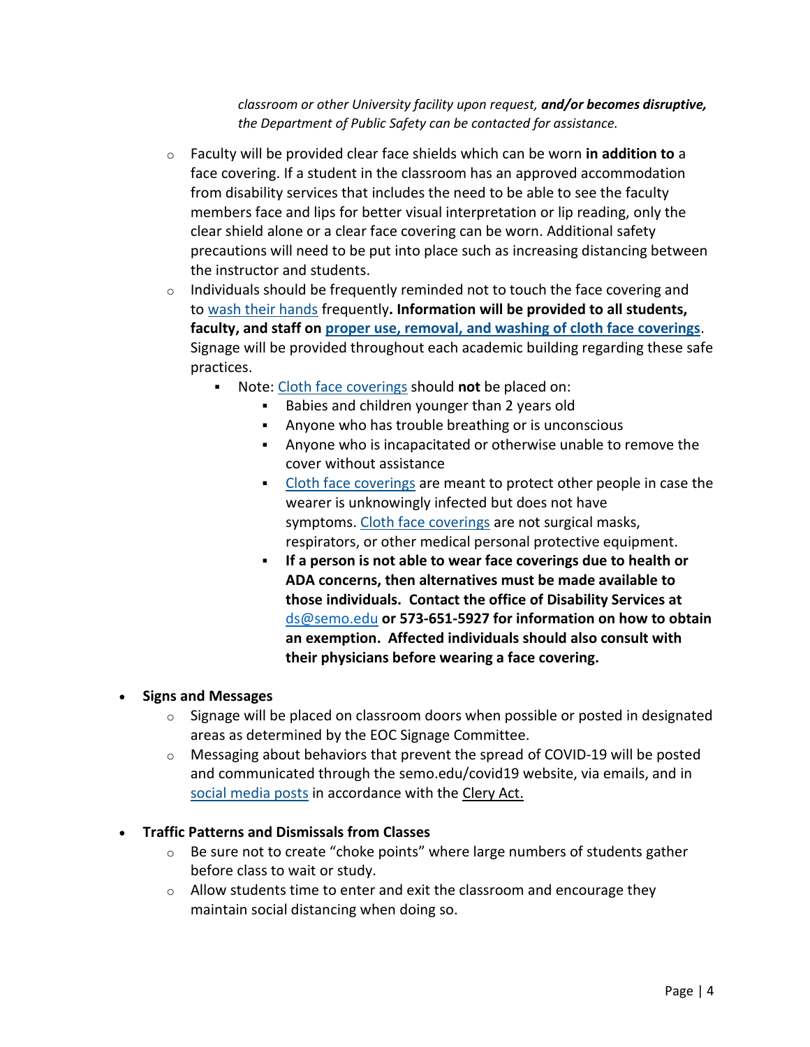*classroom or other University facility upon request, **and/or becomes disruptive,** the Department of Public Safety can be contacted for assistance.*

- Faculty will be provided clear face shields which can be worn **in addition to** a face covering. If a student in the classroom has an approved accommodation from disability services that includes the need to be able to see the faculty members face and lips for better visual interpretation or lip reading, only the clear shield alone or a clear face covering can be worn. Additional safety precautions will need to be put into place such as increasing distancing between the instructor and students.
- Individuals should be frequently reminded not to touch the face covering and to wash their hands frequently**. Information will be provided to all students, faculty, and staff on proper use, removal, and washing of cloth face coverings**. Signage will be provided throughout each academic building regarding these safe practices.
  - Note: Cloth face coverings should **not** be placed on:
    - Babies and children younger than 2 years old
    - Anyone who has trouble breathing or is unconscious
    - Anyone who is incapacitated or otherwise unable to remove the cover without assistance
    - Cloth face coverings are meant to protect other people in case the wearer is unknowingly infected but does not have symptoms. Cloth face coverings are not surgical masks, respirators, or other medical personal protective equipment.
    - **If a person is not able to wear face coverings due to health or ADA concerns, then alternatives must be made available to those individuals. Contact the office of Disability Services at** ds@semo.edu **or 573-651-5927 for information on how to obtain an exemption. Affected individuals should also consult with their physicians before wearing a face covering.**

- **Signs and Messages**
  - Signage will be placed on classroom doors when possible or posted in designated areas as determined by the EOC Signage Committee.
  - Messaging about behaviors that prevent the spread of COVID-19 will be posted and communicated through the semo.edu/covid19 website, via emails, and in social media posts in accordance with the Clery Act.

- **Traffic Patterns and Dismissals from Classes**
  - Be sure not to create "choke points" where large numbers of students gather before class to wait or study.
  - Allow students time to enter and exit the classroom and encourage they maintain social distancing when doing so.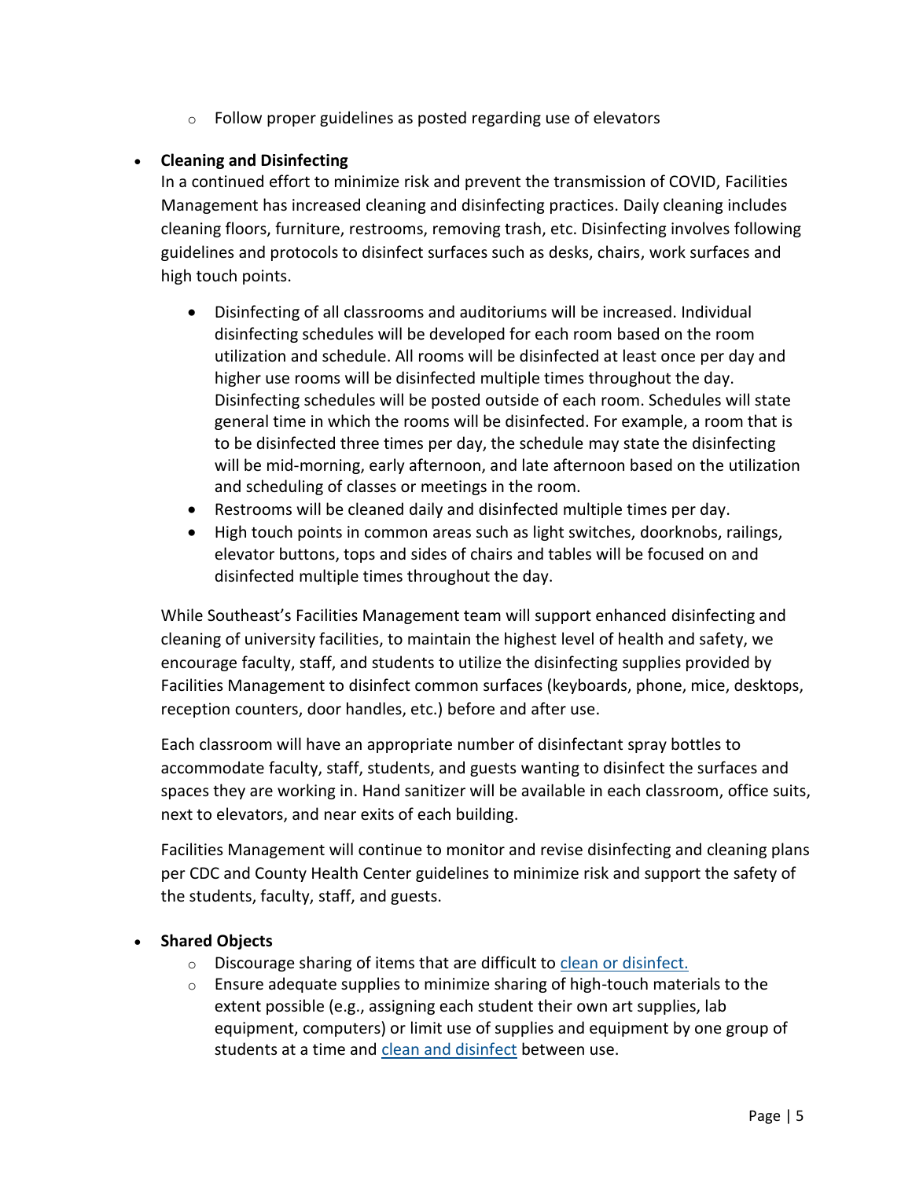- Follow proper guidelines as posted regarding use of elevators

- **Cleaning and Disinfecting**
  In a continued effort to minimize risk and prevent the transmission of COVID, Facilities Management has increased cleaning and disinfecting practices. Daily cleaning includes cleaning floors, furniture, restrooms, removing trash, etc. Disinfecting involves following guidelines and protocols to disinfect surfaces such as desks, chairs, work surfaces and high touch points.

   - Disinfecting of all classrooms and auditoriums will be increased. Individual disinfecting schedules will be developed for each room based on the room utilization and schedule. All rooms will be disinfected at least once per day and higher use rooms will be disinfected multiple times throughout the day. Disinfecting schedules will be posted outside of each room. Schedules will state general time in which the rooms will be disinfected. For example, a room that is to be disinfected three times per day, the schedule may state the disinfecting will be mid-morning, early afternoon, and late afternoon based on the utilization and scheduling of classes or meetings in the room.
   - Restrooms will be cleaned daily and disinfected multiple times per day.
   - High touch points in common areas such as light switches, doorknobs, railings, elevator buttons, tops and sides of chairs and tables will be focused on and disinfected multiple times throughout the day.

  While Southeast's Facilities Management team will support enhanced disinfecting and cleaning of university facilities, to maintain the highest level of health and safety, we encourage faculty, staff, and students to utilize the disinfecting supplies provided by Facilities Management to disinfect common surfaces (keyboards, phone, mice, desktops, reception counters, door handles, etc.) before and after use.

  Each classroom will have an appropriate number of disinfectant spray bottles to accommodate faculty, staff, students, and guests wanting to disinfect the surfaces and spaces they are working in. Hand sanitizer will be available in each classroom, office suits, next to elevators, and near exits of each building.

  Facilities Management will continue to monitor and revise disinfecting and cleaning plans per CDC and County Health Center guidelines to minimize risk and support the safety of the students, faculty, staff, and guests.

- **Shared Objects**
   - Discourage sharing of items that are difficult to clean or disinfect.
   - Ensure adequate supplies to minimize sharing of high-touch materials to the extent possible (e.g., assigning each student their own art supplies, lab equipment, computers) or limit use of supplies and equipment by one group of students at a time and clean and disinfect between use.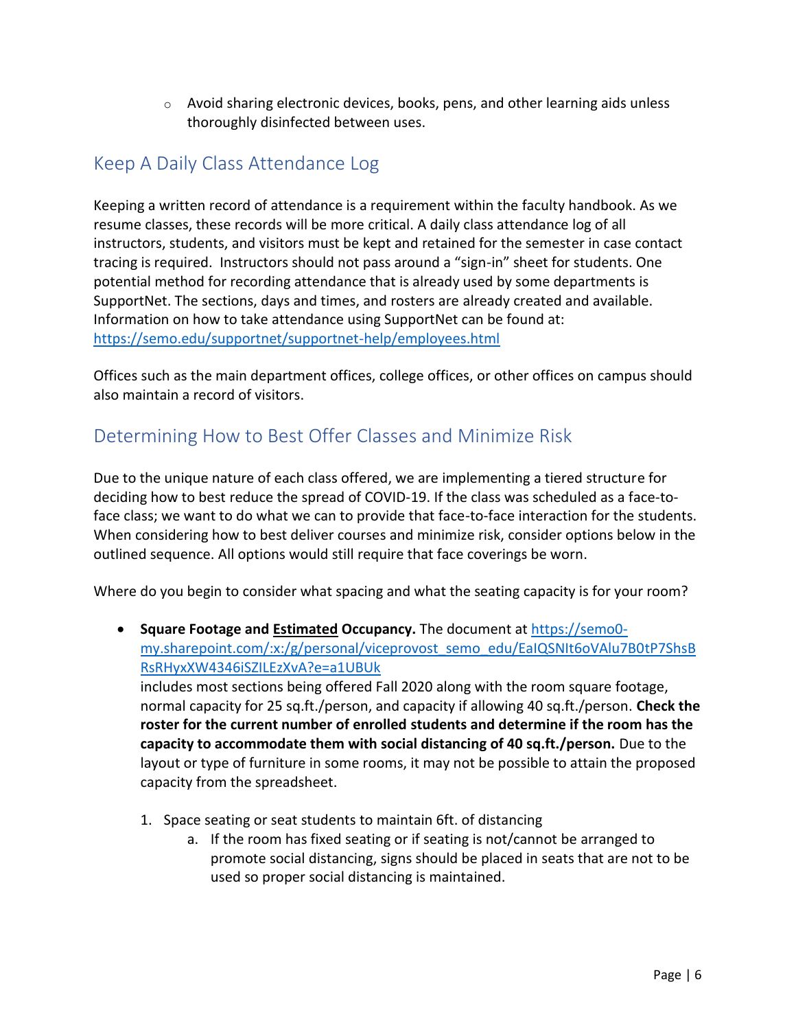- Avoid sharing electronic devices, books, pens, and other learning aids unless thoroughly disinfected between uses.

## Keep A Daily Class Attendance Log

Keeping a written record of attendance is a requirement within the faculty handbook. As we resume classes, these records will be more critical. A daily class attendance log of all instructors, students, and visitors must be kept and retained for the semester in case contact tracing is required. Instructors should not pass around a "sign-in" sheet for students. One potential method for recording attendance that is already used by some departments is SupportNet. The sections, days and times, and rosters are already created and available. Information on how to take attendance using SupportNet can be found at: https://semo.edu/supportnet/supportnet-help/employees.html

Offices such as the main department offices, college offices, or other offices on campus should also maintain a record of visitors.

## Determining How to Best Offer Classes and Minimize Risk

Due to the unique nature of each class offered, we are implementing a tiered structure for deciding how to best reduce the spread of COVID-19. If the class was scheduled as a face-to-face class; we want to do what we can to provide that face-to-face interaction for the students. When considering how to best deliver courses and minimize risk, consider options below in the outlined sequence. All options would still require that face coverings be worn.

Where do you begin to consider what spacing and what the seating capacity is for your room?

- **Square Footage and Estimated Occupancy.** The document at https://semo0-my.sharepoint.com/:x:/g/personal/viceprovost_semo_edu/EaIQSNIt6oVAlu7B0tP7ShsBRsRHyxXW4346iSZILEzXvA?e=a1UBUk includes most sections being offered Fall 2020 along with the room square footage, normal capacity for 25 sq.ft./person, and capacity if allowing 40 sq.ft./person. **Check the roster for the current number of enrolled students and determine if the room has the capacity to accommodate them with social distancing of 40 sq.ft./person.** Due to the layout or type of furniture in some rooms, it may not be possible to attain the proposed capacity from the spreadsheet.

  1. Space seating or seat students to maintain 6ft. of distancing
     a. If the room has fixed seating or if seating is not/cannot be arranged to promote social distancing, signs should be placed in seats that are not to be used so proper social distancing is maintained.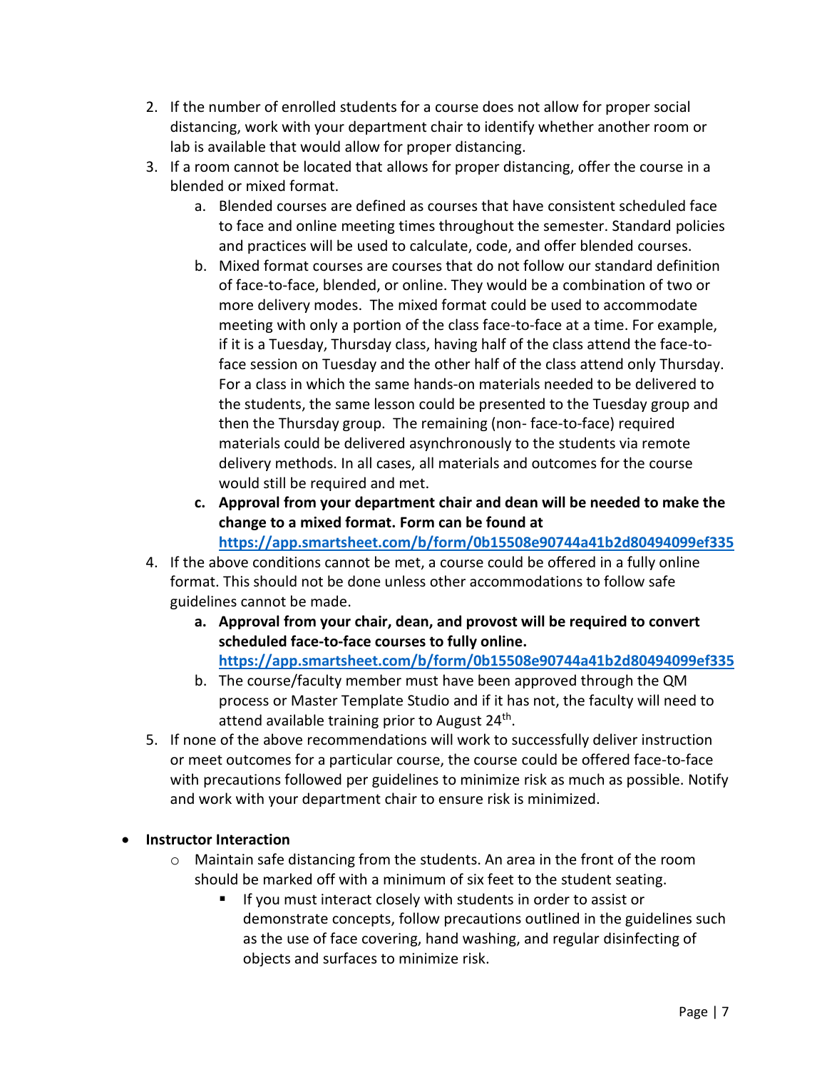2. If the number of enrolled students for a course does not allow for proper social distancing, work with your department chair to identify whether another room or lab is available that would allow for proper distancing.
3. If a room cannot be located that allows for proper distancing, offer the course in a blended or mixed format.
    a. Blended courses are defined as courses that have consistent scheduled face to face and online meeting times throughout the semester. Standard policies and practices will be used to calculate, code, and offer blended courses.
    b. Mixed format courses are courses that do not follow our standard definition of face-to-face, blended, or online. They would be a combination of two or more delivery modes. The mixed format could be used to accommodate meeting with only a portion of the class face-to-face at a time. For example, if it is a Tuesday, Thursday class, having half of the class attend the face-to-face session on Tuesday and the other half of the class attend only Thursday. For a class in which the same hands-on materials needed to be delivered to the students, the same lesson could be presented to the Tuesday group and then the Thursday group. The remaining (non- face-to-face) required materials could be delivered asynchronously to the students via remote delivery methods. In all cases, all materials and outcomes for the course would still be required and met.
    c. **Approval from your department chair and dean will be needed to make the change to a mixed format. Form can be found at [https://app.smartsheet.com/b/form/0b15508e90744a41b2d80494099ef335](https://app.smartsheet.com/b/form/0b15508e90744a41b2d80494099ef335)**
4. If the above conditions cannot be met, a course could be offered in a fully online format. This should not be done unless other accommodations to follow safe guidelines cannot be made.
    a. **Approval from your chair, dean, and provost will be required to convert scheduled face-to-face courses to fully online. [https://app.smartsheet.com/b/form/0b15508e90744a41b2d80494099ef335](https://app.smartsheet.com/b/form/0b15508e90744a41b2d80494099ef335)**
    b. The course/faculty member must have been approved through the QM process or Master Template Studio and if it has not, the faculty will need to attend available training prior to August 24th.
5. If none of the above recommendations will work to successfully deliver instruction or meet outcomes for a particular course, the course could be offered face-to-face with precautions followed per guidelines to minimize risk as much as possible. Notify and work with your department chair to ensure risk is minimized.

- **Instructor Interaction**
    - Maintain safe distancing from the students. An area in the front of the room should be marked off with a minimum of six feet to the student seating.
        - If you must interact closely with students in order to assist or demonstrate concepts, follow precautions outlined in the guidelines such as the use of face covering, hand washing, and regular disinfecting of objects and surfaces to minimize risk.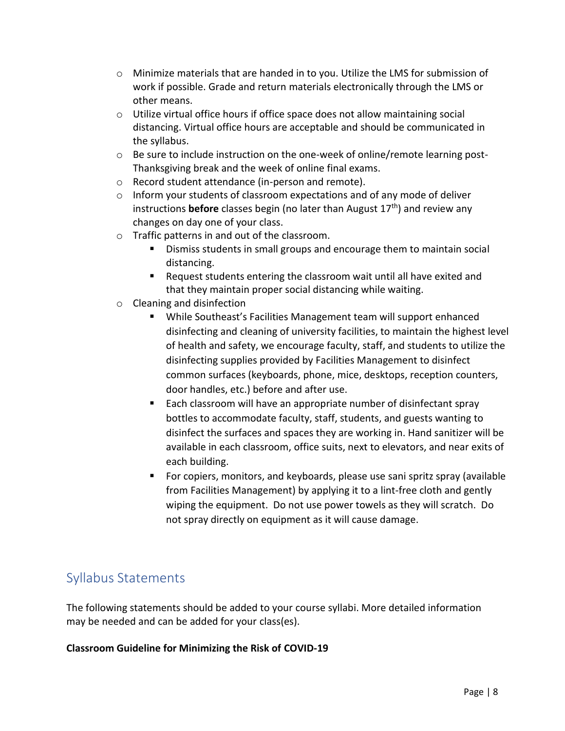- Minimize materials that are handed in to you. Utilize the LMS for submission of work if possible. Grade and return materials electronically through the LMS or other means.
- Utilize virtual office hours if office space does not allow maintaining social distancing. Virtual office hours are acceptable and should be communicated in the syllabus.
- Be sure to include instruction on the one-week of online/remote learning post-Thanksgiving break and the week of online final exams.
- Record student attendance (in-person and remote).
- Inform your students of classroom expectations and of any mode of deliver instructions **before** classes begin (no later than August 17th) and review any changes on day one of your class.
- Traffic patterns in and out of the classroom.
    - Dismiss students in small groups and encourage them to maintain social distancing.
    - Request students entering the classroom wait until all have exited and that they maintain proper social distancing while waiting.
- Cleaning and disinfection
    - While Southeast's Facilities Management team will support enhanced disinfecting and cleaning of university facilities, to maintain the highest level of health and safety, we encourage faculty, staff, and students to utilize the disinfecting supplies provided by Facilities Management to disinfect common surfaces (keyboards, phone, mice, desktops, reception counters, door handles, etc.) before and after use.
    - Each classroom will have an appropriate number of disinfectant spray bottles to accommodate faculty, staff, students, and guests wanting to disinfect the surfaces and spaces they are working in. Hand sanitizer will be available in each classroom, office suits, next to elevators, and near exits of each building.
    - For copiers, monitors, and keyboards, please use sani spritz spray (available from Facilities Management) by applying it to a lint-free cloth and gently wiping the equipment. Do not use power towels as they will scratch. Do not spray directly on equipment as it will cause damage.

## Syllabus Statements

The following statements should be added to your course syllabi. More detailed information may be needed and can be added for your class(es).

**Classroom Guideline for Minimizing the Risk of COVID-19**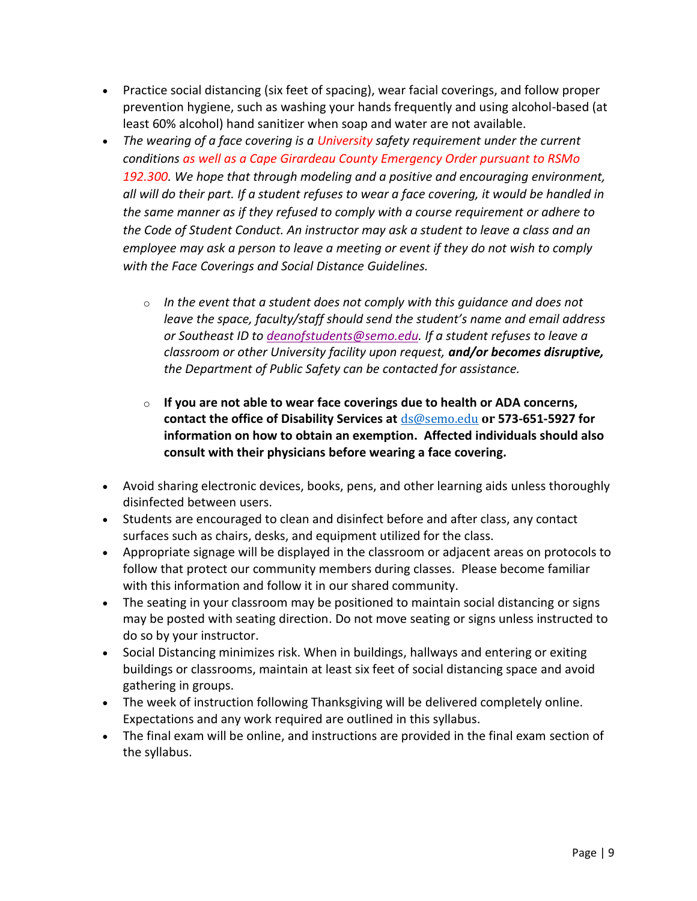- Practice social distancing (six feet of spacing), wear facial coverings, and follow proper prevention hygiene, such as washing your hands frequently and using alcohol-based (at least 60% alcohol) hand sanitizer when soap and water are not available.
- *The wearing of a face covering is a University safety requirement under the current conditions as well as a Cape Girardeau County Emergency Order pursuant to RSMo 192.300. We hope that through modeling and a positive and encouraging environment, all will do their part. If a student refuses to wear a face covering, it would be handled in the same manner as if they refused to comply with a course requirement or adhere to the Code of Student Conduct. An instructor may ask a student to leave a class and an employee may ask a person to leave a meeting or event if they do not wish to comply with the Face Coverings and Social Distance Guidelines.*
    - *In the event that a student does not comply with this guidance and does not leave the space, faculty/staff should send the student's name and email address or Southeast ID to deanofstudents@semo.edu. If a student refuses to leave a classroom or other University facility upon request,* ***and/or becomes disruptive,*** *the Department of Public Safety can be contacted for assistance.*
    - **If you are not able to wear face coverings due to health or ADA concerns, contact the office of Disability Services at ds@semo.edu or 573-651-5927 for information on how to obtain an exemption. Affected individuals should also consult with their physicians before wearing a face covering.**
- Avoid sharing electronic devices, books, pens, and other learning aids unless thoroughly disinfected between users.
- Students are encouraged to clean and disinfect before and after class, any contact surfaces such as chairs, desks, and equipment utilized for the class.
- Appropriate signage will be displayed in the classroom or adjacent areas on protocols to follow that protect our community members during classes. Please become familiar with this information and follow it in our shared community.
- The seating in your classroom may be positioned to maintain social distancing or signs may be posted with seating direction. Do not move seating or signs unless instructed to do so by your instructor.
- Social Distancing minimizes risk. When in buildings, hallways and entering or exiting buildings or classrooms, maintain at least six feet of social distancing space and avoid gathering in groups.
- The week of instruction following Thanksgiving will be delivered completely online. Expectations and any work required are outlined in this syllabus.
- The final exam will be online, and instructions are provided in the final exam section of the syllabus.